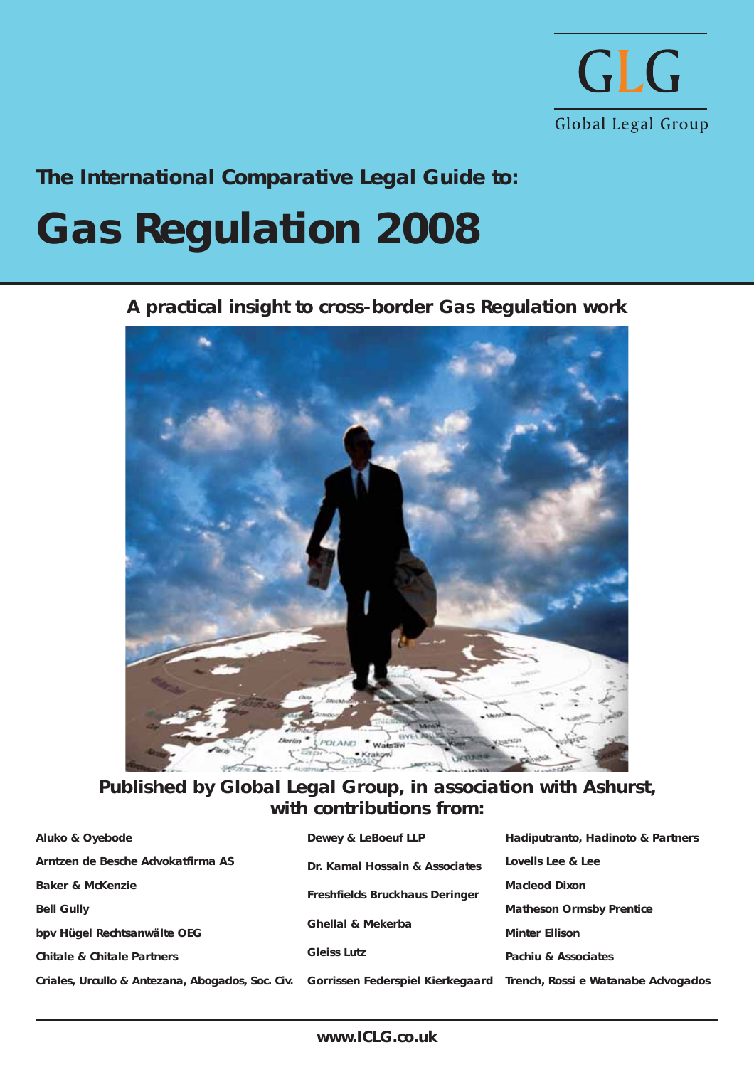GLG

Global Legal Group

**The International Comparative Legal Guide to:**

# Gas Regulation 2008

**A practical insight to cross-border Gas Regulation work**

**Published by Global Legal Group, in association with Ashurst, with contributions from:**

- Aluko & Oyebode
- Arntzen de Besche Advokatfirma AS
- Baker & McKenzie
- Bell Gully
- bpv Hügel Rechtsanwälte OEG
- Chitale & Chitale Partners
- Criales, Urcullo & Antezana, Abogados, Soc. Civ.
- Dewey & LeBoeuf LLP
- Dr. Kamal Hossain & Associates
- Freshfields Bruckhaus Deringer
- Ghellal & Mekerba
- Gleiss Lutz
- Gorrissen Federspiel Kierkegaard
- Hadiputranto, Hadinoto & Partners
- Lovells Lee & Lee
- Macleod Dixon
- Matheson Ormsby Prentice
- Minter Ellison
- Pachiu & Associates
- Trench, Rossi e Watanabe Advogados

www.ICLG.co.uk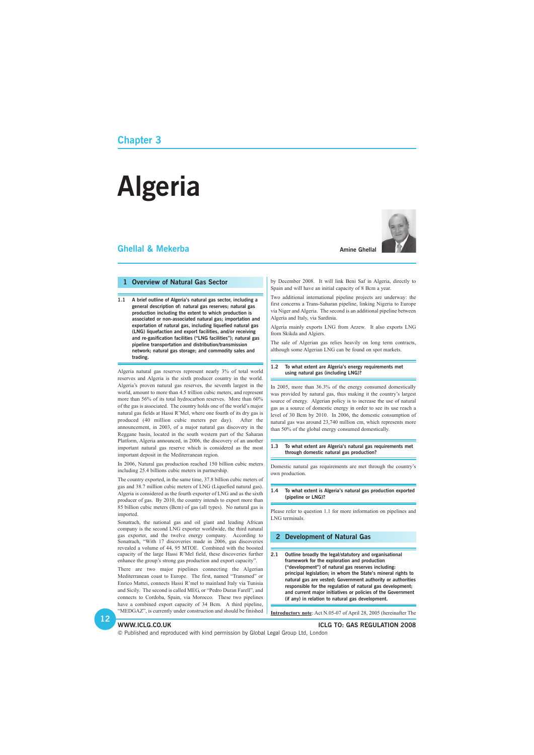# Chapter 3

# Algeria

## Ghellal & Mekerba

**Amine Ghellal**

## 1 Overview of Natural Gas Sector

**1.1 A brief outline of Algeria's natural gas sector, including a general description of: natural gas reserves; natural gas production including the extent to which production is associated or non-associated natural gas; importation and exportation of natural gas, including liquefied natural gas (LNG) liquefaction and export facilities, and/or receiving and re-gasification facilities ("LNG facilities"); natural gas pipeline transportation and distribution/transmission network; natural gas storage; and commodity sales and trading.**

Algeria natural gas reserves represent nearly 3% of total world reserves and Algeria is the sixth producer country in the world. Algeria's proven natural gas reserves, the seventh largest in the world, amount to more than 4.5 trillion cubic meters, and represent more than 56% of its total hydrocarbon reserves. More than 60% of the gas is associated. The country holds one of the world's major natural gas fields at Hassi R'Mel, where one fourth of its dry gas is produced (40 million cubic meters per day). After the announcement, in 2003, of a major natural gas discovery in the Reggane basin, located in the south western part of the Saharan Platform, Algeria announced, in 2006, the discovery of an another important natural gas reserve which is considered as the most important deposit in the Mediterranean region.

In 2006, Natural gas production reached 150 billion cubic meters including 25.4 billions cubic meters in partnership.

The country exported, in the same time, 37.8 billion cubic meters of gas and 38.7 million cubic meters of LNG (Liquefied natural gas). Algeria is considered as the fourth exporter of LNG and as the sixth producer of gas. By 2010, the country intends to export more than 85 billion cubic meters (Bcm) of gas (all types). No natural gas is imported.

Sonatrach, the national gas and oil giant and leading African company is the second LNG exporter worldwide, the third natural gas exporter, and the twelve energy company. According to Sonatrach, "With 17 discoveries made in 2006, gas discoveries revealed a volume of 44, 95 MTOE. Combined with the boosted capacity of the large Hassi R'Mel field, these discoveries further enhance the group's strong gas production and export capacity".

There are two major pipelines connecting the Algerian Mediterranean coast to Europe. The first, named "Transmed" or Enrico Mattei, connects Hassi R'mel to mainland Italy via Tunisia and Sicily. The second is called MEG, or "Pedro Duran Farell", and connects to Cordoba, Spain, via Morocco. These two pipelines have a combined export capacity of 34 Bcm. A third pipeline, "MEDGAZ", is currently under construction and should be finished by December 2008. It will link Beni Saf in Algeria, directly to Spain and will have an initial capacity of 8 Bcm a year.

Two additional international pipeline projects are underway: the first concerns a Trans-Saharan pipeline, linking Nigeria to Europe via Niger and Algeria. The second is an additional pipeline between Algeria and Italy, via Sardinia.

Algeria mainly exports LNG from Arzew. It also exports LNG from Skikda and Algiers.

The sale of Algerian gas relies heavily on long term contracts, although some Algerian LNG can be found on spot markets.

**1.2 To what extent are Algeria's energy requirements met using natural gas (including LNG)?**

In 2005, more than 36.3% of the energy consumed domestically was provided by natural gas, thus making it the country's largest source of energy. Algerian policy is to increase the use of natural gas as a source of domestic energy in order to see its use reach a level of 30 Bcm by 2010. In 2006, the domestic consumption of natural gas was around 23,740 million cm, which represents more than 50% of the global energy consumed domestically.

**1.3 To what extent are Algeria's natural gas requirements met through domestic natural gas production?**

Domestic natural gas requirements are met through the country's own production.

**1.4 To what extent is Algeria's natural gas production exported (pipeline or LNG)?**

Please refer to question 1.1 for more information on pipelines and LNG terminals.

## 2 Development of Natural Gas

**2.1 Outline broadly the legal/statutory and organisational framework for the exploration and production ("development") of natural gas reserves including: principal legislation; in whom the State's mineral rights to natural gas are vested; Government authority or authorities responsible for the regulation of natural gas development; and current major initiatives or policies of the Government (if any) in relation to natural gas development.**

<u>**Introductory note**</u>: Act N.05-07 of April 28, 2005 (hereinafter The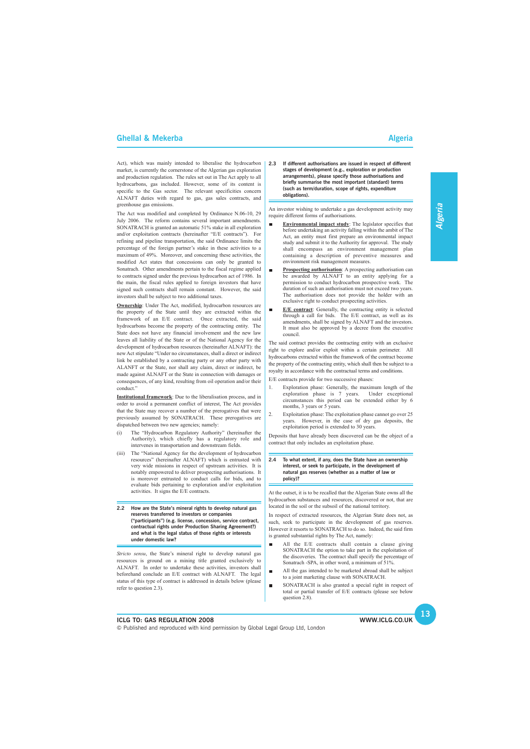Act), which was mainly intended to liberalise the hydrocarbon market, is currently the cornerstone of the Algerian gas exploration and production regulation. The rules set out in The Act apply to all hydrocarbons, gas included. However, some of its content is specific to the Gas sector. The relevant specificities concern ALNAFT duties with regard to gas, gas sales contracts, and greenhouse gas emissions.

The Act was modified and completed by Ordinance N.06-10, 29 July 2006. The reform contains several important amendments. SONATRACH is granted an automatic 51% stake in all exploration and/or exploitation contracts (hereinafter "E/E contracts"). For refining and pipeline transportation, the said Ordinance limits the percentage of the foreign partner's stake in these activities to a maximum of 49%. Moreover, and concerning these activities, the modified Act states that concessions can only be granted to Sonatrach. Other amendments pertain to the fiscal regime applied to contracts signed under the previous hydrocarbon act of 1986. In the main, the fiscal rules applied to foreign investors that have signed such contracts shall remain constant. However, the said investors shall be subject to two additional taxes.

**Ownership**: Under The Act, modified, hydrocarbon resources are the property of the State until they are extracted within the framework of an E/E contract. Once extracted, the said hydrocarbons become the property of the contracting entity. The State does not have any financial involvement and the new law leaves all liability of the State or of the National Agency for the development of hydrocarbon resources (hereinafter ALNAFT): the new Act stipulate "Under no circumstances, shall a direct or indirect link be established by a contracting party or any other party with ALNAFT or the State, nor shall any claim, direct or indirect, be made against ALNAFT or the State in connection with damages or consequences, of any kind, resulting from oil operation and/or their conduct."

**Institutional framework**: Due to the liberalisation process, and in order to avoid a permanent conflict of interest, The Act provides that the State may recover a number of the prerogatives that were previously assumed by SONATRACH. These prerogatives are dispatched between two new agencies; namely:

(i) The "Hydrocarbon Regulatory Authority" (hereinafter the Authority), which chiefly has a regulatory role and intervenes in transportation and downstream fields.

(iii) The "National Agency for the development of hydrocarbon resources" (hereinafter ALNAFT) which is entrusted with very wide missions in respect of upstream activities. It is notably empowered to deliver prospecting authorisations. It is moreover entrusted to conduct calls for bids, and to evaluate bids pertaining to exploration and/or exploitation activities. It signs the E/E contracts.

### 2.2 How are the State's mineral rights to develop natural gas reserves transferred to investors or companies ("participants") (e.g. license, concession, service contract, contractual rights under Production Sharing Agreement?) and what is the legal status of those rights or interests under domestic law?

*Stricto sensu*, the State's mineral right to develop natural gas resources is ground on a mining title granted exclusively to ALNAFT. In order to undertake these activities, investors shall beforehand conclude an E/E contract with ALNAFT. The legal status of this type of contract is addressed in details below (please refer to question 2.3).

### 2.3 If different authorisations are issued in respect of different stages of development (e.g., exploration or production arrangements), please specify those authorisations and briefly summarise the most important (standard) terms (such as term/duration, scope of rights, expenditure obligations).

An investor wishing to undertake a gas development activity may require different forms of authorisations.

- **Environmental impact study**: The legislator specifies that before undertaking an activity falling within the ambit of The Act, an entity must first prepare an environmental impact study and submit it to the Authority for approval. The study shall encompass an environment management plan containing a description of preventive measures and environment risk management measures.
- **Prospecting authorisation**: A prospecting authorisation can be awarded by ALNAFT to an entity applying for a permission to conduct hydrocarbon prospective work. The duration of such an authorisation must not exceed two years. The authorisation does not provide the holder with an exclusive right to conduct prospecting activities.
- **E/E contract**: Generally, the contracting entity is selected through a call for bids. The E/E contract, as well as its amendments, shall be signed by ALNAFT and the investors. It must also be approved by a decree from the executive council.

The said contract provides the contracting entity with an exclusive right to explore and/or exploit within a certain perimeter. All hydrocarbons extracted within the framework of the contract become the property of the contracting entity, which shall then be subject to a royalty in accordance with the contractual terms and conditions.

E/E contracts provide for two successive phases:

1. Exploration phase: Generally, the maximum length of the exploration phase is 7 years. Under exceptional circumstances this period can be extended either by 6 months, 3 years or 5 years.
2. Exploitation phase: The exploitation phase cannot go over 25 years. However, in the case of dry gas deposits, the exploitation period is extended to 30 years.

Deposits that have already been discovered can be the object of a contract that only includes an exploitation phase.

### 2.4 To what extent, if any, does the State have an ownership interest, or seek to participate, in the development of natural gas reserves (whether as a matter of law or policy)?

At the outset, it is to be recalled that the Algerian State owns all the hydrocarbon substances and resources, discovered or not, that are located in the soil or the subsoil of the national territory.

In respect of extracted resources, the Algerian State does not, as such, seek to participate in the development of gas reserves. However it resorts to SONATRACH to do so. Indeed, the said firm is granted substantial rights by The Act, namely:

- All the E/E contracts shall contain a clause giving SONATRACH the option to take part in the exploitation of the discoveries. The contract shall specify the percentage of Sonatrach -SPA, in other word, a minimum of 51%.
- All the gas intended to be marketed abroad shall be subject to a joint marketing clause with SONATRACH.
- SONATRACH is also granted a special right in respect of total or partial transfer of E/E contracts (please see below question 2.8).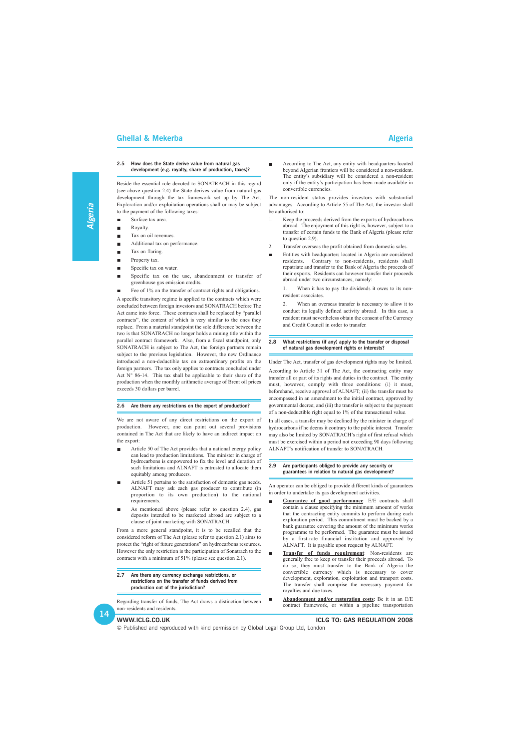### 2.5 How does the State derive value from natural gas development (e.g. royalty, share of production, taxes)?

Beside the essential role devoted to SONATRACH in this regard (see above question 2.4) the State derives value from natural gas development through the tax framework set up by The Act. Exploration and/or exploitation operations shall or may be subject to the payment of the following taxes:

- Surface tax area.
- Royalty.
- Tax on oil revenues.
- Additional tax on performance.
- Tax on flaring.
- Property tax.
- Specific tax on water.
- Specific tax on the use, abandonment or transfer of greenhouse gas emission credits.
- Fee of 1% on the transfer of contract rights and obligations.

A specific transitory regime is applied to the contracts which were concluded between foreign investors and SONATRACH before The Act came into force. These contracts shall be replaced by "parallel contracts", the content of which is very similar to the ones they replace. From a material standpoint the sole difference between the two is that SONATRACH no longer holds a mining title within the parallel contract framework. Also, from a fiscal standpoint, only SONATRACH is subject to The Act, the foreign partners remain subject to the previous legislation. However, the new Ordinance introduced a non-deductible tax on extraordinary profits on the foreign partners. The tax only applies to contracts concluded under Act N° 86-14. This tax shall be applicable to their share of the production when the monthly arithmetic average of Brent oil prices exceeds 30 dollars per barrel.

### 2.6 Are there any restrictions on the export of production?

We are not aware of any direct restrictions on the export of production. However, one can point out several provisions contained in The Act that are likely to have an indirect impact on the export:

- Article 50 of The Act provides that a national energy policy can lead to production limitations. The minister in charge of hydrocarbons is empowered to fix the level and duration of such limitations and ALNAFT is entrusted to allocate them equitably among producers.
- Article 51 pertains to the satisfaction of domestic gas needs. ALNAFT may ask each gas producer to contribute (in proportion to its own production) to the national requirements.
- As mentioned above (please refer to question 2.4), gas deposits intended to be marketed abroad are subject to a clause of joint marketing with SONATRACH.

From a more general standpoint, it is to be recalled that the considered reform of The Act (please refer to question 2.1) aims to protect the "right of future generations" on hydrocarbons resources. However the only restriction is the participation of Sonatrach to the contracts with a minimum of 51% (please see question 2.1).

### 2.7 Are there any currency exchange restrictions, or restrictions on the transfer of funds derived from production out of the jurisdiction?

Regarding transfer of funds, The Act draws a distinction between non-residents and residents.

- According to The Act, any entity with headquarters located beyond Algerian frontiers will be considered a non-resident. The entity's subsidiary will be considered a non-resident only if the entity's participation has been made available in convertible currencies.

The non-resident status provides investors with substantial advantages. According to Article 55 of The Act, the investor shall be authorised to:

1. Keep the proceeds derived from the exports of hydrocarbons abroad. The enjoyment of this right is, however, subject to a transfer of certain funds to the Bank of Algeria (please refer to question 2.9).
2. Transfer overseas the profit obtained from domestic sales.

- Entities with headquarters located in Algeria are considered residents. Contrary to non-residents, residents shall repatriate and transfer to the Bank of Algeria the proceeds of their exports. Residents can however transfer their proceeds abroad under two circumstances, namely:
    1. When it has to pay the dividends it owes to its non-resident associates.
    2. When an overseas transfer is necessary to allow it to conduct its legally defined activity abroad. In this case, a resident must nevertheless obtain the consent of the Currency and Credit Council in order to transfer.

### 2.8 What restrictions (if any) apply to the transfer or disposal of natural gas development rights or interests?

Under The Act, transfer of gas development rights may be limited.

According to Article 31 of The Act, the contracting entity may transfer all or part of its rights and duties in the contract. The entity must, however, comply with three conditions: (i) it must, beforehand, receive approval of ALNAFT; (ii) the transfer must be encompassed in an amendment to the initial contract, approved by governmental decree; and (iii) the transfer is subject to the payment of a non-deductible right equal to 1% of the transactional value.

In all cases, a transfer may be declined by the minister in charge of hydrocarbons if he deems it contrary to the public interest. Transfer may also be limited by SONATRACH's right of first refusal which must be exercised within a period not exceeding 90 days following ALNAFT's notification of transfer to SONATRACH.

### 2.9 Are participants obliged to provide any security or guarantees in relation to natural gas development?

An operator can be obliged to provide different kinds of guarantees in order to undertake its gas development activities.

- **Guarantee of good performance**: E/E contracts shall contain a clause specifying the minimum amount of works that the contracting entity commits to perform during each exploration period. This commitment must be backed by a bank guarantee covering the amount of the minimum works programme to be performed. The guarantee must be issued by a first-rate financial institution and approved by ALNAFT. It is payable upon request by ALNAFT.
- **Transfer of funds requirement**: Non-residents are generally free to keep or transfer their proceeds abroad. To do so, they must transfer to the Bank of Algeria the convertible currency which is necessary to cover development, exploration, exploitation and transport costs. The transfer shall comprise the necessary payment for royalties and due taxes.
- **Abandonment and/or restoration costs**: Be it in an E/E contract framework, or within a pipeline transportation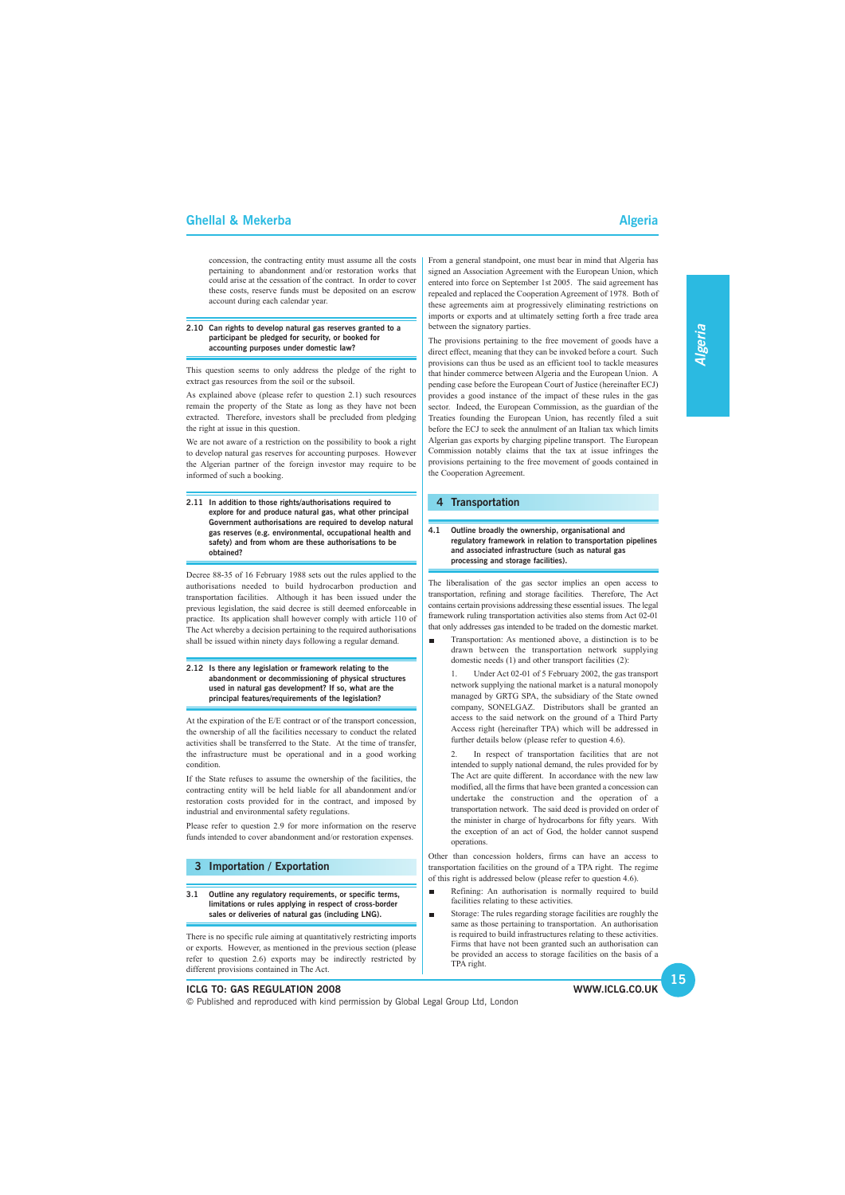concession, the contracting entity must assume all the costs pertaining to abandonment and/or restoration works that could arise at the cessation of the contract. In order to cover these costs, reserve funds must be deposited on an escrow account during each calendar year.

### 2.10 Can rights to develop natural gas reserves granted to a participant be pledged for security, or booked for accounting purposes under domestic law?

This question seems to only address the pledge of the right to extract gas resources from the soil or the subsoil.

As explained above (please refer to question 2.1) such resources remain the property of the State as long as they have not been extracted. Therefore, investors shall be precluded from pledging the right at issue in this question.

We are not aware of a restriction on the possibility to book a right to develop natural gas reserves for accounting purposes. However the Algerian partner of the foreign investor may require to be informed of such a booking.

### 2.11 In addition to those rights/authorisations required to explore for and produce natural gas, what other principal Government authorisations are required to develop natural gas reserves (e.g. environmental, occupational health and safety) and from whom are these authorisations to be obtained?

Decree 88-35 of 16 February 1988 sets out the rules applied to the authorisations needed to build hydrocarbon production and transportation facilities. Although it has been issued under the previous legislation, the said decree is still deemed enforceable in practice. Its application shall however comply with article 110 of The Act whereby a decision pertaining to the required authorisations shall be issued within ninety days following a regular demand.

### 2.12 Is there any legislation or framework relating to the abandonment or decommissioning of physical structures used in natural gas development? If so, what are the principal features/requirements of the legislation?

At the expiration of the E/E contract or of the transport concession, the ownership of all the facilities necessary to conduct the related activities shall be transferred to the State. At the time of transfer, the infrastructure must be operational and in a good working condition.

If the State refuses to assume the ownership of the facilities, the contracting entity will be held liable for all abandonment and/or restoration costs provided for in the contract, and imposed by industrial and environmental safety regulations.

Please refer to question 2.9 for more information on the reserve funds intended to cover abandonment and/or restoration expenses.

## 3 Importation / Exportation

### 3.1 Outline any regulatory requirements, or specific terms, limitations or rules applying in respect of cross-border sales or deliveries of natural gas (including LNG).

There is no specific rule aiming at quantitatively restricting imports or exports. However, as mentioned in the previous section (please refer to question 2.6) exports may be indirectly restricted by different provisions contained in The Act.

From a general standpoint, one must bear in mind that Algeria has signed an Association Agreement with the European Union, which entered into force on September 1st 2005. The said agreement has repealed and replaced the Cooperation Agreement of 1978. Both of these agreements aim at progressively eliminating restrictions on imports or exports and at ultimately setting forth a free trade area between the signatory parties.

The provisions pertaining to the free movement of goods have a direct effect, meaning that they can be invoked before a court. Such provisions can thus be used as an efficient tool to tackle measures that hinder commerce between Algeria and the European Union. A pending case before the European Court of Justice (hereinafter ECJ) provides a good instance of the impact of these rules in the gas sector. Indeed, the European Commission, as the guardian of the Treaties founding the European Union, has recently filed a suit before the ECJ to seek the annulment of an Italian tax which limits Algerian gas exports by charging pipeline transport. The European Commission notably claims that the tax at issue infringes the provisions pertaining to the free movement of goods contained in the Cooperation Agreement.

## 4 Transportation

### 4.1 Outline broadly the ownership, organisational and regulatory framework in relation to transportation pipelines and associated infrastructure (such as natural gas processing and storage facilities).

The liberalisation of the gas sector implies an open access to transportation, refining and storage facilities. Therefore, The Act contains certain provisions addressing these essential issues. The legal framework ruling transportation activities also stems from Act 02-01 that only addresses gas intended to be traded on the domestic market.

- Transportation: As mentioned above, a distinction is to be drawn between the transportation network supplying domestic needs (1) and other transport facilities (2):

  1. Under Act 02-01 of 5 February 2002, the gas transport network supplying the national market is a natural monopoly managed by GRTG SPA, the subsidiary of the State owned company, SONELGAZ. Distributors shall be granted an access to the said network on the ground of a Third Party Access right (hereinafter TPA) which will be addressed in further details below (please refer to question 4.6).

  2. In respect of transportation facilities that are not intended to supply national demand, the rules provided for by The Act are quite different. In accordance with the new law modified, all the firms that have been granted a concession can undertake the construction and the operation of a transportation network. The said deed is provided on order of the minister in charge of hydrocarbons for fifty years. With the exception of an act of God, the holder cannot suspend operations.

Other than concession holders, firms can have an access to transportation facilities on the ground of a TPA right. The regime of this right is addressed below (please refer to question 4.6).

- Refining: An authorisation is normally required to build facilities relating to these activities.
- Storage: The rules regarding storage facilities are roughly the same as those pertaining to transportation. An authorisation is required to build infrastructures relating to these activities. Firms that have not been granted such an authorisation can be provided an access to storage facilities on the basis of a TPA right.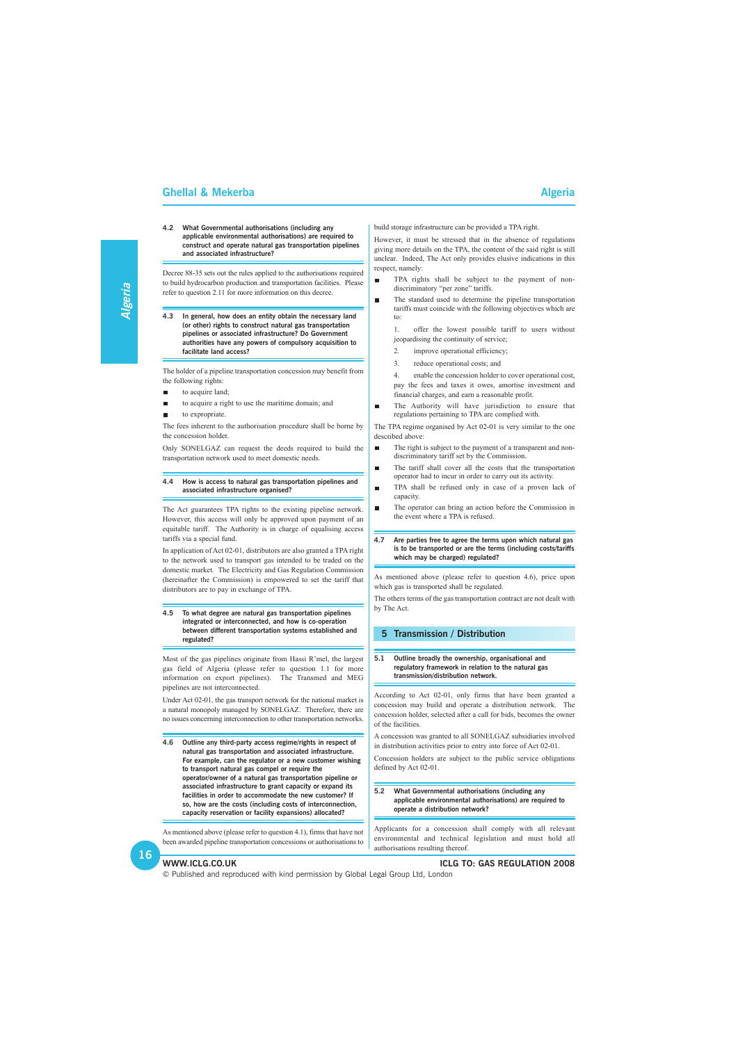#### 4.2 What Governmental authorisations (including any applicable environmental authorisations) are required to construct and operate natural gas transportation pipelines and associated infrastructure?

Decree 88-35 sets out the rules applied to the authorisations required to build hydrocarbon production and transportation facilities. Please refer to question 2.11 for more information on this decree.

#### 4.3 In general, how does an entity obtain the necessary land (or other) rights to construct natural gas transportation pipelines or associated infrastructure? Do Government authorities have any powers of compulsory acquisition to facilitate land access?

The holder of a pipeline transportation concession may benefit from the following rights:

- to acquire land;
- to acquire a right to use the maritime domain; and
- to expropriate.

The fees inherent to the authorisation procedure shall be borne by the concession holder.

Only SONELGAZ can request the deeds required to build the transportation network used to meet domestic needs.

#### 4.4 How is access to natural gas transportation pipelines and associated infrastructure organised?

The Act guarantees TPA rights to the existing pipeline network. However, this access will only be approved upon payment of an equitable tariff. The Authority is in charge of equalising access tariffs via a special fund.

In application of Act 02-01, distributors are also granted a TPA right to the network used to transport gas intended to be traded on the domestic market. The Electricity and Gas Regulation Commission (hereinafter the Commission) is empowered to set the tariff that distributors are to pay in exchange of TPA.

#### 4.5 To what degree are natural gas transportation pipelines integrated or interconnected, and how is co-operation between different transportation systems established and regulated?

Most of the gas pipelines originate from Hassi R'mel, the largest gas field of Algeria (please refer to question 1.1 for more information on export pipelines). The Transmed and MEG pipelines are not interconnected.

Under Act 02-01, the gas transport network for the national market is a natural monopoly managed by SONELGAZ. Therefore, there are no issues concerning interconnection to other transportation networks.

#### 4.6 Outline any third-party access regime/rights in respect of natural gas transportation and associated infrastructure. For example, can the regulator or a new customer wishing to transport natural gas compel or require the operator/owner of a natural gas transportation pipeline or associated infrastructure to grant capacity or expand its facilities in order to accommodate the new customer? If so, how are the costs (including costs of interconnection, capacity reservation or facility expansions) allocated?

As mentioned above (please refer to question 4.1), firms that have not been awarded pipeline transportation concessions or authorisations to build storage infrastructure can be provided a TPA right.

However, it must be stressed that in the absence of regulations giving more details on the TPA, the content of the said right is still unclear. Indeed, The Act only provides elusive indications in this respect, namely:

- TPA rights shall be subject to the payment of non-discriminatory "per zone" tariffs.
- The standard used to determine the pipeline transportation tariffs must coincide with the following objectives which are to:
  1. offer the lowest possible tariff to users without jeopardising the continuity of service;
  2. improve operational efficiency;
  3. reduce operational costs; and
  4. enable the concession holder to cover operational cost, pay the fees and taxes it owes, amortise investment and financial charges, and earn a reasonable profit.
- The Authority will have jurisdiction to ensure that regulations pertaining to TPA are complied with.

The TPA regime organised by Act 02-01 is very similar to the one described above:

- The right is subject to the payment of a transparent and non-discriminatory tariff set by the Commission.
- The tariff shall cover all the costs that the transportation operator had to incur in order to carry out its activity.
- TPA shall be refused only in case of a proven lack of capacity.
- The operator can bring an action before the Commission in the event where a TPA is refused.

#### 4.7 Are parties free to agree the terms upon which natural gas is to be transported or are the terms (including costs/tariffs which may be charged) regulated?

As mentioned above (please refer to question 4.6), price upon which gas is transported shall be regulated.

The others terms of the gas transportation contract are not dealt with by The Act.

## 5 Transmission / Distribution

#### 5.1 Outline broadly the ownership, organisational and regulatory framework in relation to the natural gas transmission/distribution network.

According to Act 02-01, only firms that have been granted a concession may build and operate a distribution network. The concession holder, selected after a call for bids, becomes the owner of the facilities.

A concession was granted to all SONELGAZ subsidiaries involved in distribution activities prior to entry into force of Act 02-01.

Concession holders are subject to the public service obligations defined by Act 02-01.

#### 5.2 What Governmental authorisations (including any applicable environmental authorisations) are required to operate a distribution network?

Applicants for a concession shall comply with all relevant environmental and technical legislation and must hold all authorisations resulting thereof.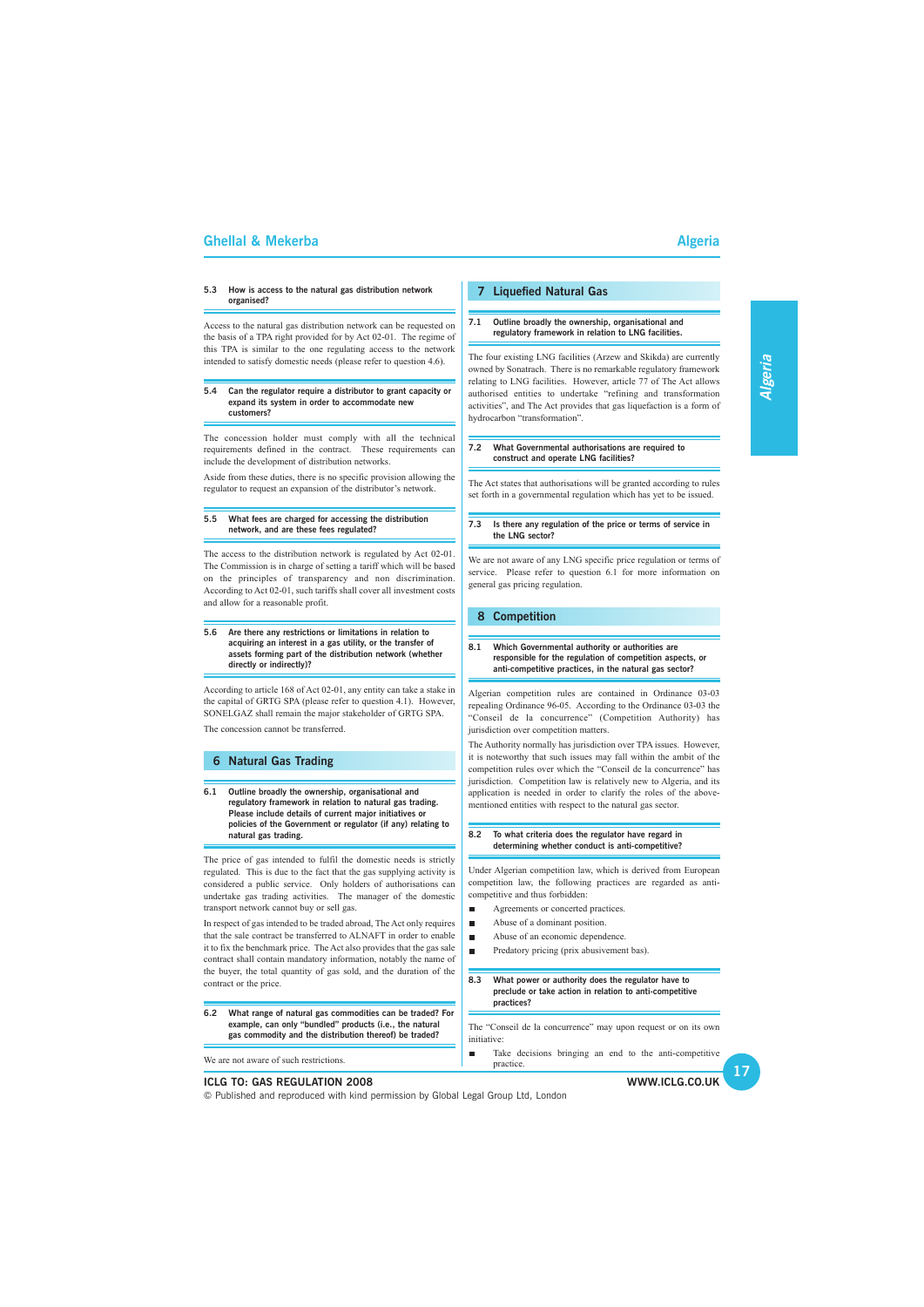### 5.3 How is access to the natural gas distribution network organised?

Access to the natural gas distribution network can be requested on the basis of a TPA right provided for by Act 02-01. The regime of this TPA is similar to the one regulating access to the network intended to satisfy domestic needs (please refer to question 4.6).

### 5.4 Can the regulator require a distributor to grant capacity or expand its system in order to accommodate new customers?

The concession holder must comply with all the technical requirements defined in the contract. These requirements can include the development of distribution networks.

Aside from these duties, there is no specific provision allowing the regulator to request an expansion of the distributor's network.

### 5.5 What fees are charged for accessing the distribution network, and are these fees regulated?

The access to the distribution network is regulated by Act 02-01. The Commission is in charge of setting a tariff which will be based on the principles of transparency and non discrimination. According to Act 02-01, such tariffs shall cover all investment costs and allow for a reasonable profit.

### 5.6 Are there any restrictions or limitations in relation to acquiring an interest in a gas utility, or the transfer of assets forming part of the distribution network (whether directly or indirectly)?

According to article 168 of Act 02-01, any entity can take a stake in the capital of GRTG SPA (please refer to question 4.1). However, SONELGAZ shall remain the major stakeholder of GRTG SPA.

The concession cannot be transferred.

## 6 Natural Gas Trading

### 6.1 Outline broadly the ownership, organisational and regulatory framework in relation to natural gas trading. Please include details of current major initiatives or policies of the Government or regulator (if any) relating to natural gas trading.

The price of gas intended to fulfil the domestic needs is strictly regulated. This is due to the fact that the gas supplying activity is considered a public service. Only holders of authorisations can undertake gas trading activities. The manager of the domestic transport network cannot buy or sell gas.

In respect of gas intended to be traded abroad, The Act only requires that the sale contract be transferred to ALNAFT in order to enable it to fix the benchmark price. The Act also provides that the gas sale contract shall contain mandatory information, notably the name of the buyer, the total quantity of gas sold, and the duration of the contract or the price.

### 6.2 What range of natural gas commodities can be traded? For example, can only "bundled" products (i.e., the natural gas commodity and the distribution thereof) be traded?

We are not aware of such restrictions.

## 7 Liquefied Natural Gas

### 7.1 Outline broadly the ownership, organisational and regulatory framework in relation to LNG facilities.

The four existing LNG facilities (Arzew and Skikda) are currently owned by Sonatrach. There is no remarkable regulatory framework relating to LNG facilities. However, article 77 of The Act allows authorised entities to undertake "refining and transformation activities", and The Act provides that gas liquefaction is a form of hydrocarbon "transformation".

### 7.2 What Governmental authorisations are required to construct and operate LNG facilities?

The Act states that authorisations will be granted according to rules set forth in a governmental regulation which has yet to be issued.

### 7.3 Is there any regulation of the price or terms of service in the LNG sector?

We are not aware of any LNG specific price regulation or terms of service. Please refer to question 6.1 for more information on general gas pricing regulation.

## 8 Competition

### 8.1 Which Governmental authority or authorities are responsible for the regulation of competition aspects, or anti-competitive practices, in the natural gas sector?

Algerian competition rules are contained in Ordinance 03-03 repealing Ordinance 96-05. According to the Ordinance 03-03 the "Conseil de la concurrence" (Competition Authority) has jurisdiction over competition matters.

The Authority normally has jurisdiction over TPA issues. However, it is noteworthy that such issues may fall within the ambit of the competition rules over which the "Conseil de la concurrence" has jurisdiction. Competition law is relatively new to Algeria, and its application is needed in order to clarify the roles of the above-mentioned entities with respect to the natural gas sector.

### 8.2 To what criteria does the regulator have regard in determining whether conduct is anti-competitive?

Under Algerian competition law, which is derived from European competition law, the following practices are regarded as anti-competitive and thus forbidden:

- Agreements or concerted practices.
- Abuse of a dominant position.
- Abuse of an economic dependence.
- Predatory pricing (prix abusivement bas).

### 8.3 What power or authority does the regulator have to preclude or take action in relation to anti-competitive practices?

The "Conseil de la concurrence" may upon request or on its own initiative:

- Take decisions bringing an end to the anti-competitive practice.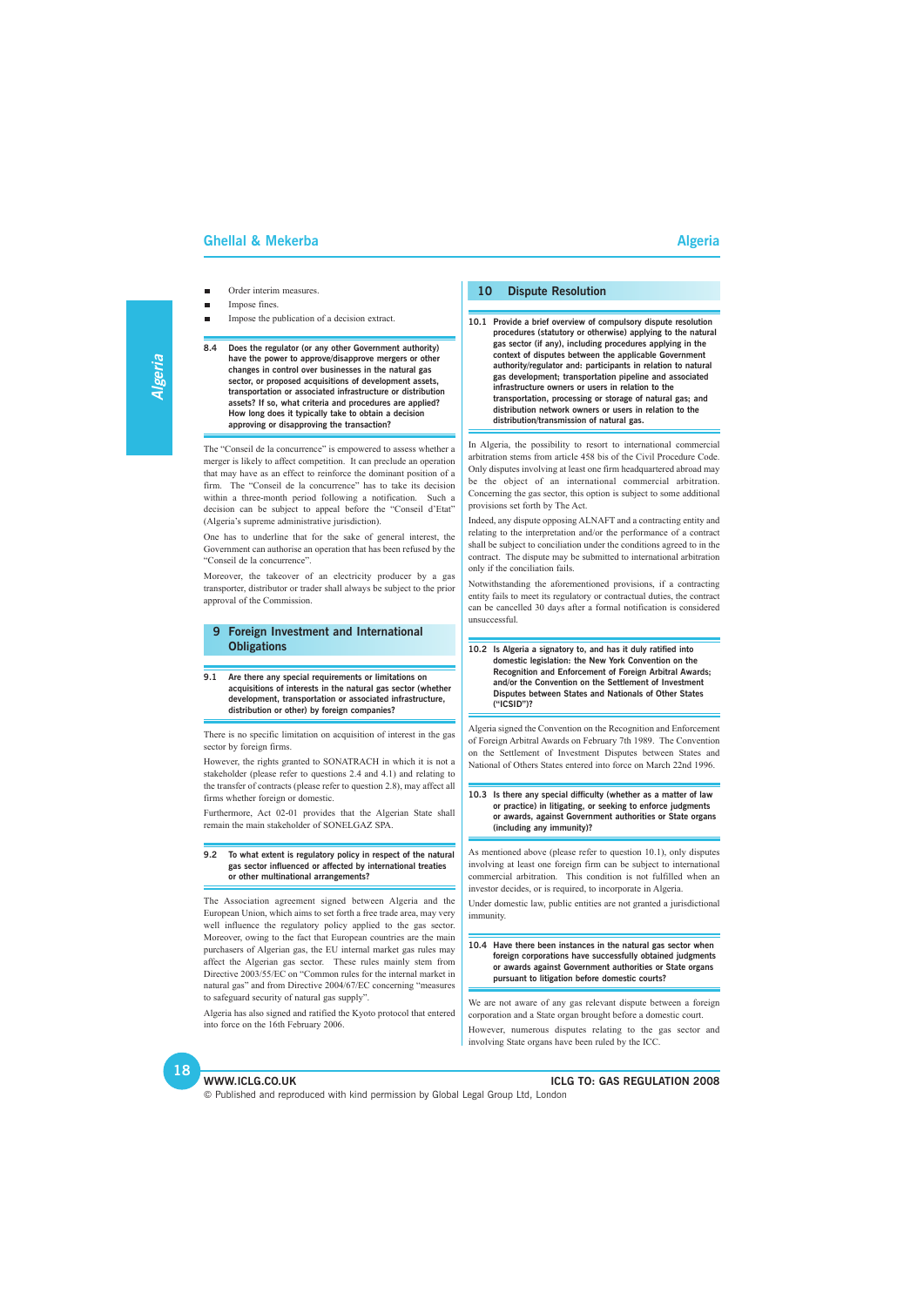- Order interim measures.
- Impose fines.
- Impose the publication of a decision extract.

**8.4 Does the regulator (or any other Government authority) have the power to approve/disapprove mergers or other changes in control over businesses in the natural gas sector, or proposed acquisitions of development assets, transportation or associated infrastructure or distribution assets? If so, what criteria and procedures are applied? How long does it typically take to obtain a decision approving or disapproving the transaction?**

The "Conseil de la concurrence" is empowered to assess whether a merger is likely to affect competition. It can preclude an operation that may have as an effect to reinforce the dominant position of a firm. The "Conseil de la concurrence" has to take its decision within a three-month period following a notification. Such a decision can be subject to appeal before the "Conseil d'Etat" (Algeria's supreme administrative jurisdiction).

One has to underline that for the sake of general interest, the Government can authorise an operation that has been refused by the "Conseil de la concurrence".

Moreover, the takeover of an electricity producer by a gas transporter, distributor or trader shall always be subject to the prior approval of the Commission.

## 9 Foreign Investment and International Obligations

**9.1 Are there any special requirements or limitations on acquisitions of interests in the natural gas sector (whether development, transportation or associated infrastructure, distribution or other) by foreign companies?**

There is no specific limitation on acquisition of interest in the gas sector by foreign firms.

However, the rights granted to SONATRACH in which it is not a stakeholder (please refer to questions 2.4 and 4.1) and relating to the transfer of contracts (please refer to question 2.8), may affect all firms whether foreign or domestic.

Furthermore, Act 02-01 provides that the Algerian State shall remain the main stakeholder of SONELGAZ SPA.

**9.2 To what extent is regulatory policy in respect of the natural gas sector influenced or affected by international treaties or other multinational arrangements?**

The Association agreement signed between Algeria and the European Union, which aims to set forth a free trade area, may very well influence the regulatory policy applied to the gas sector. Moreover, owing to the fact that European countries are the main purchasers of Algerian gas, the EU internal market gas rules may affect the Algerian gas sector. These rules mainly stem from Directive 2003/55/EC on "Common rules for the internal market in natural gas" and from Directive 2004/67/EC concerning "measures to safeguard security of natural gas supply".

Algeria has also signed and ratified the Kyoto protocol that entered into force on the 16th February 2006.

## 10 Dispute Resolution

**10.1 Provide a brief overview of compulsory dispute resolution procedures (statutory or otherwise) applying to the natural gas sector (if any), including procedures applying in the context of disputes between the applicable Government authority/regulator and: participants in relation to natural gas development; transportation pipeline and associated infrastructure owners or users in relation to the transportation, processing or storage of natural gas; and distribution network owners or users in relation to the distribution/transmission of natural gas.**

In Algeria, the possibility to resort to international commercial arbitration stems from article 458 bis of the Civil Procedure Code. Only disputes involving at least one firm headquartered abroad may be the object of an international commercial arbitration. Concerning the gas sector, this option is subject to some additional provisions set forth by The Act.

Indeed, any dispute opposing ALNAFT and a contracting entity and relating to the interpretation and/or the performance of a contract shall be subject to conciliation under the conditions agreed to in the contract. The dispute may be submitted to international arbitration only if the conciliation fails.

Notwithstanding the aforementioned provisions, if a contracting entity fails to meet its regulatory or contractual duties, the contract can be cancelled 30 days after a formal notification is considered unsuccessful.

**10.2 Is Algeria a signatory to, and has it duly ratified into domestic legislation: the New York Convention on the Recognition and Enforcement of Foreign Arbitral Awards; and/or the Convention on the Settlement of Investment Disputes between States and Nationals of Other States ("ICSID")?**

Algeria signed the Convention on the Recognition and Enforcement of Foreign Arbitral Awards on February 7th 1989. The Convention on the Settlement of Investment Disputes between States and National of Others States entered into force on March 22nd 1996.

**10.3 Is there any special difficulty (whether as a matter of law or practice) in litigating, or seeking to enforce judgments or awards, against Government authorities or State organs (including any immunity)?**

As mentioned above (please refer to question 10.1), only disputes involving at least one foreign firm can be subject to international commercial arbitration. This condition is not fulfilled when an investor decides, or is required, to incorporate in Algeria.

Under domestic law, public entities are not granted a jurisdictional immunity.

**10.4 Have there been instances in the natural gas sector when foreign corporations have successfully obtained judgments or awards against Government authorities or State organs pursuant to litigation before domestic courts?**

We are not aware of any gas relevant dispute between a foreign corporation and a State organ brought before a domestic court.

However, numerous disputes relating to the gas sector and involving State organs have been ruled by the ICC.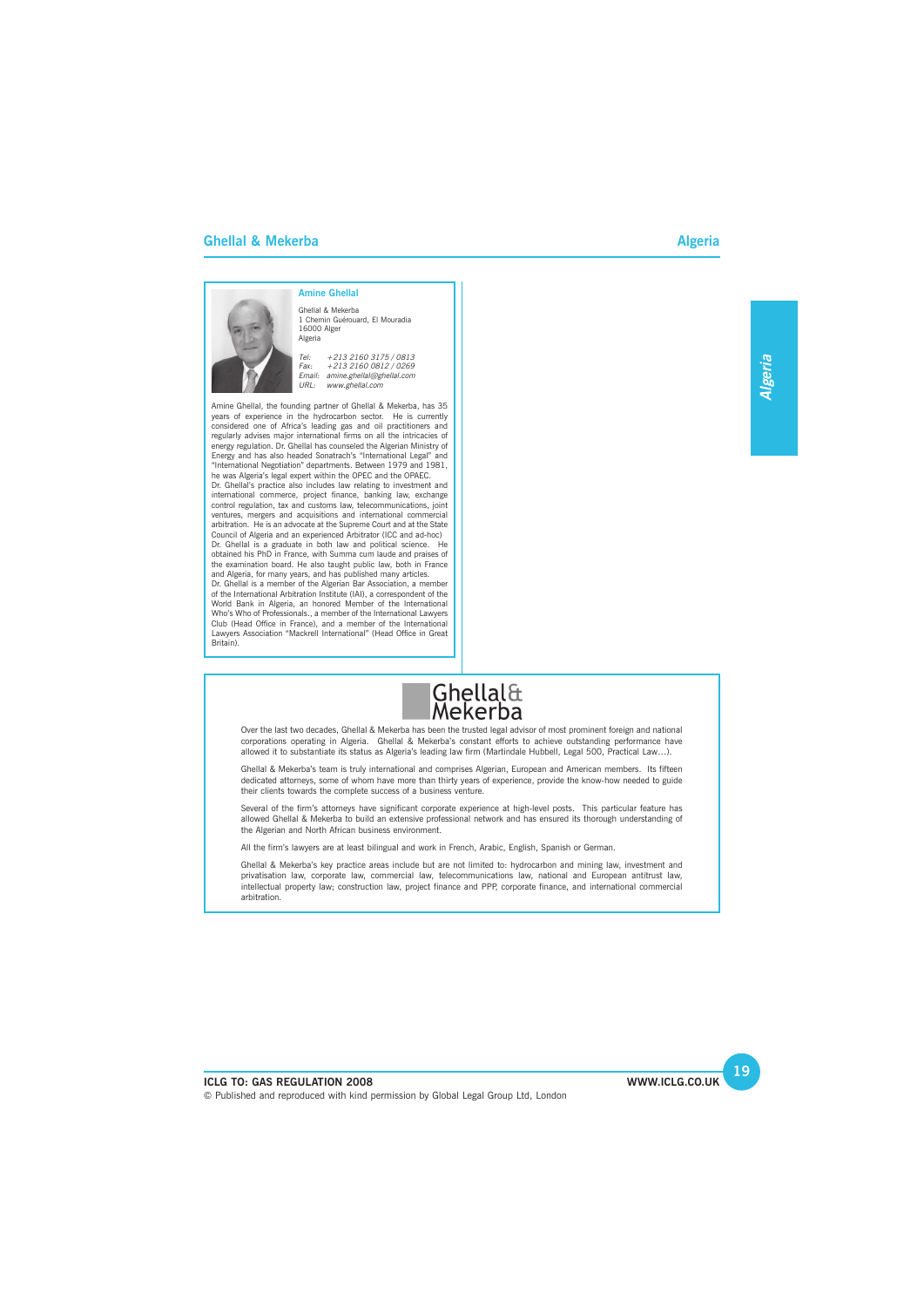### Amine Ghellal

Ghellal & Mekerba
1 Chemin Guérouard, El Mouradia
16000 Alger
Algeria

*Tel: +213 2160 3175 / 0813*
*Fax: +213 2160 0812 / 0269*
*Email: amine.ghellal@ghellal.com*
*URL: www.ghellal.com*

Amine Ghellal, the founding partner of Ghellal & Mekerba, has 35 years of experience in the hydrocarbon sector. He is currently considered one of Africa's leading gas and oil practitioners and regularly advises major international firms on all the intricacies of energy regulation. Dr. Ghellal has counseled the Algerian Ministry of Energy and has also headed Sonatrach's "International Legal" and "International Negotiation" departments. Between 1979 and 1981, he was Algeria's legal expert within the OPEC and the OPAEC.

Dr. Ghellal's practice also includes law relating to investment and international commerce, project finance, banking law, exchange control regulation, tax and customs law, telecommunications, joint ventures, mergers and acquisitions and international commercial arbitration. He is an advocate at the Supreme Court and at the State Council of Algeria and an experienced Arbitrator (ICC and ad-hoc)

Dr. Ghellal is a graduate in both law and political science. He obtained his PhD in France, with Summa cum laude and praises of the examination board. He also taught public law, both in France and Algeria, for many years, and has published many articles.

Dr. Ghellal is a member of the Algerian Bar Association, a member of the International Arbitration Institute (IAI), a correspondent of the World Bank in Algeria, an honored Member of the International Who's Who of Professionals., a member of the International Lawyers Club (Head Office in France), and a member of the International Lawyers Association "Mackrell International" (Head Office in Great Britain).

## Ghellal & Mekerba

Over the last two decades, Ghellal & Mekerba has been the trusted legal advisor of most prominent foreign and national corporations operating in Algeria. Ghellal & Mekerba's constant efforts to achieve outstanding performance have allowed it to substantiate its status as Algeria's leading law firm (Martindale Hubbell, Legal 500, Practical Law…).

Ghellal & Mekerba's team is truly international and comprises Algerian, European and American members. Its fifteen dedicated attorneys, some of whom have more than thirty years of experience, provide the know-how needed to guide their clients towards the complete success of a business venture.

Several of the firm's attorneys have significant corporate experience at high-level posts. This particular feature has allowed Ghellal & Mekerba to build an extensive professional network and has ensured its thorough understanding of the Algerian and North African business environment.

All the firm's lawyers are at least bilingual and work in French, Arabic, English, Spanish or German.

Ghellal & Mekerba's key practice areas include but are not limited to: hydrocarbon and mining law, investment and privatisation law, corporate law, commercial law, telecommunications law, national and European antitrust law, intellectual property law; construction law, project finance and PPP, corporate finance, and international commercial arbitration.

© Published and reproduced with kind permission by Global Legal Group Ltd, London